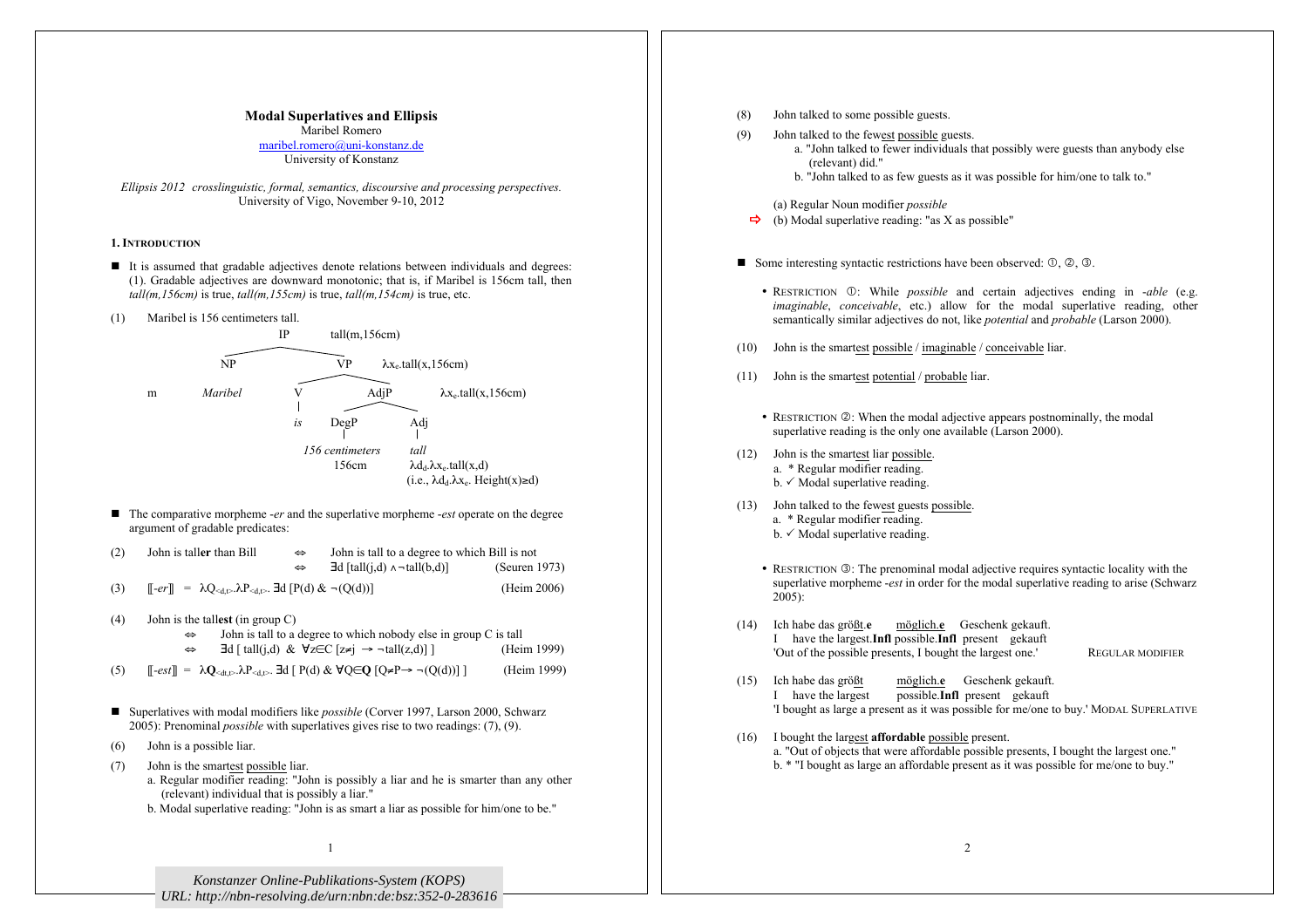# Modal Superlatives and Ellipsis

Maribel Romero
maribel.romero@uni-konstanz.de
University of Konstanz

*Ellipsis 2012 crosslinguistic, formal, semantics, discoursive and processing perspectives.*
University of Vigo, November 9-10, 2012

## 1. Introduction

- It is assumed that gradable adjectives denote relations between individuals and degrees: (1). Gradable adjectives are downward monotonic; that is, if Maribel is 156cm tall, then *tall(m,156cm)* is true, *tall(m,155cm)* is true, *tall(m,154cm)* is true, etc.

(1) Maribel is 156 centimeters tall.

```
                IP   tall(m,156cm)
        NP                    VP    λx_e.tall(x,156cm)
m    Maribel          V              AdjP     λx_e.tall(x,156cm)
                      is      DegP          Adj
                          156 centimeters   tall
                              156cm         λd_d.λx_e.tall(x,d)
                                            (i.e., λd_d.λx_e. Height(x)≥d)
```

- The comparative morpheme *-er* and the superlative morpheme *-est* operate on the degree argument of gradable predicates:

(2) John is tall**er** than Bill ⇔ John is tall to a degree to which Bill is not
⇔ $\exists d\ [tall(j,d) \wedge \neg tall(b,d)]$ (Seuren 1973)

(3) $[\![\text{-}er]\!] = \lambda Q_{<d,t>}.\lambda P_{<d,t>}.\ \exists d\ [P(d)\ \&\ \neg(Q(d))]$ (Heim 2006)

(4) John is the tall**est** (in group C)
⇔ John is tall to a degree to which nobody else in group C is tall
⇔ $\exists d\ [\ tall(j,d)\ \&\ \forall z{\in}C\ [z{\neq}j \rightarrow \neg tall(z,d)]\ ]$ (Heim 1999)

(5) $[\![\text{-}est]\!] = \lambda \mathbf{Q}_{<dt,t>}.\lambda P_{<d,t>}.\ \exists d\ [\ P(d)\ \&\ \forall Q{\in}\mathbf{Q}\ [Q{\neq}P \rightarrow \neg(Q(d))]\ ]$ (Heim 1999)

- Superlatives with modal modifiers like *possible* (Corver 1997, Larson 2000, Schwarz 2005): Prenominal *possible* with superlatives gives rise to two readings: (7), (9).

(6) John is a possible liar.

(7) John is the smart<u>est</u> <u>possible</u> liar.
a. Regular modifier reading: "John is possibly a liar and he is smarter than any other (relevant) individual that is possibly a liar."
b. Modal superlative reading: "John is as smart a liar as possible for him/one to be."

(8) John talked to some possible guests.

(9) John talked to the few<u>est</u> <u>possible</u> guests.
a. "John talked to fewer individuals that possibly were guests than anybody else (relevant) did."
b. "John talked to as few guests as it was possible for him/one to talk to."

(a) Regular Noun modifier *possible*
⇨ (b) Modal superlative reading: "as X as possible"

- Some interesting syntactic restrictions have been observed: ①, ②, ③.

  - Restriction ①: While *possible* and certain adjectives ending in *-able* (e.g. *imaginable*, *conceivable*, etc.) allow for the modal superlative reading, other semantically similar adjectives do not, like *potential* and *probable* (Larson 2000).

(10) John is the smart<u>est</u> <u>possible</u> / <u>imaginable</u> / <u>conceivable</u> liar.

(11) John is the smart<u>est</u> <u>potential</u> / <u>probable</u> liar.

  - Restriction ②: When the modal adjective appears postnominally, the modal superlative reading is the only one available (Larson 2000).

(12) John is the smart<u>est</u> liar <u>possible</u>.
a. \* Regular modifier reading.
b. ✓ Modal superlative reading.

(13) John talked to the few<u>est</u> guests <u>possible</u>.
a. \* Regular modifier reading.
b. ✓ Modal superlative reading.

  - Restriction ③: The prenominal modal adjective requires syntactic locality with the superlative morpheme *-est* in order for the modal superlative reading to arise (Schwarz 2005):

(14) Ich habe das größt.**e** <u>möglich.**e**</u> Geschenk gekauft.
I have the largest.**Infl** possible.**Infl** present gekauft
'Out of the possible presents, I bought the largest one.' REGULAR MODIFIER

(15) Ich habe das <u>größt</u> <u>möglich.**e**</u> Geschenk gekauft.
I have the largest possible.**Infl** present gekauft
'I bought as large a present as it was possible for me/one to buy.' MODAL SUPERLATIVE

(16) I bought the larg<u>est</u> **affordable** <u>possible</u> present.
a. "Out of objects that were affordable possible presents, I bought the largest one."
b. \* "I bought as large an affordable present as it was possible for me/one to buy."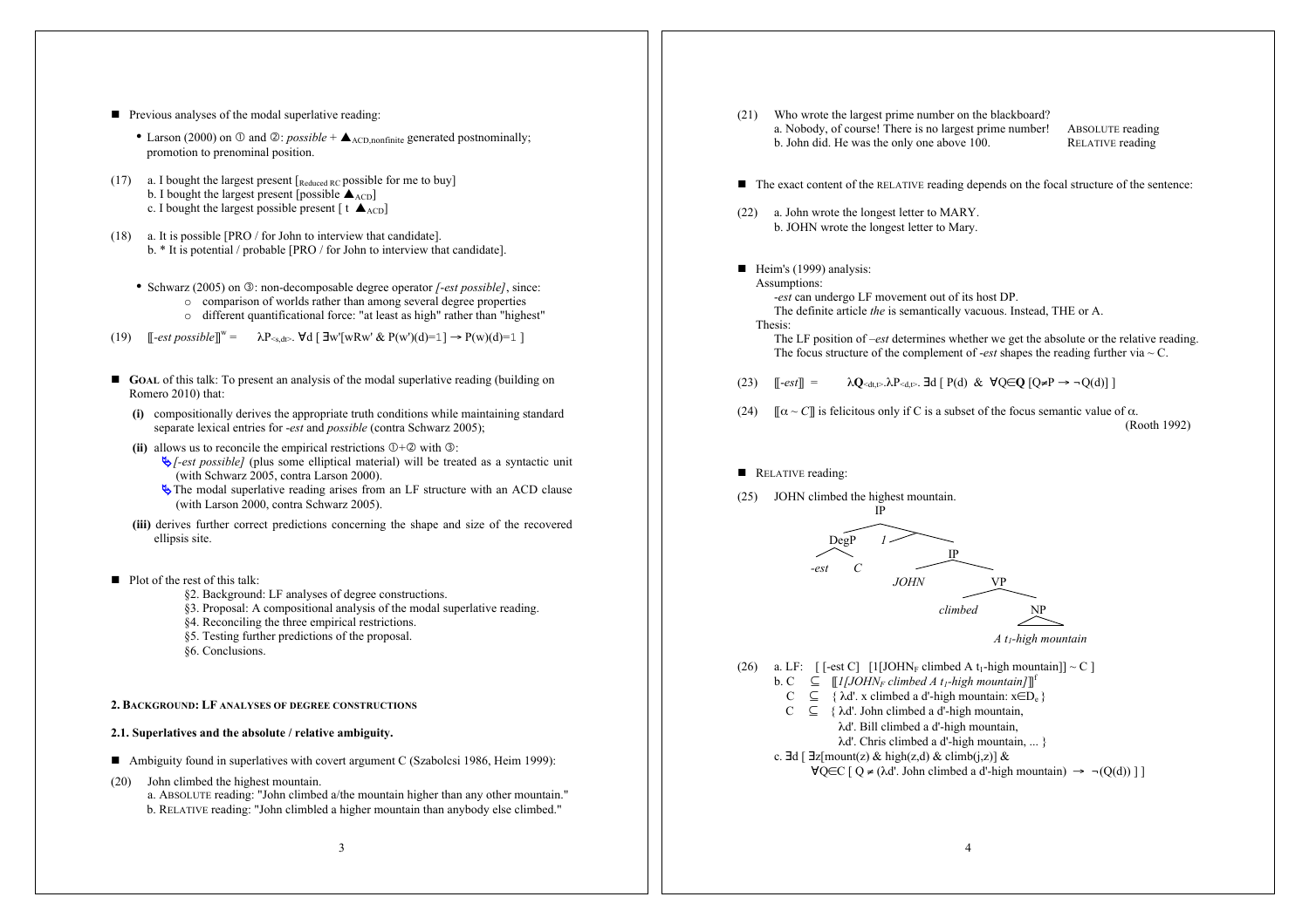- Previous analyses of the modal superlative reading:
  - Larson (2000) on ① and ②: *possible* + $\blacktriangle_{ACD,nonfinite}$ generated postnominally; promotion to prenominal position.

(17) a. I bought the largest present [$_{Reduced\ RC}$ possible for me to buy]
b. I bought the largest present [possible $\blacktriangle_{ACD}$]
c. I bought the largest possible present [ t $\blacktriangle_{ACD}$]

(18) a. It is possible [PRO / for John to interview that candidate].
b. * It is potential / probable [PRO / for John to interview that candidate].

- Schwarz (2005) on ③: non-decomposable degree operator *[-est possible]*, since:
  - comparison of worlds rather than among several degree properties
  - different quantificational force: "at least as high" rather than "highest"

(19) $[\![\text{-est possible}]\!]^w = \quad \lambda P_{<s,dt>}.\ \forall d\ [\ \exists w'[wRw'\ \&\ P(w')(d)=1\ ] \rightarrow P(w)(d)=1\ ]$

- **GOAL** of this talk: To present an analysis of the modal superlative reading (building on Romero 2010) that:
  - **(i)** compositionally derives the appropriate truth conditions while maintaining standard separate lexical entries for *-est* and *possible* (contra Schwarz 2005);
  - **(ii)** allows us to reconcile the empirical restrictions ①+② with ③:
    - *[-est possible]* (plus some elliptical material) will be treated as a syntactic unit (with Schwarz 2005, contra Larson 2000).
    - The modal superlative reading arises from an LF structure with an ACD clause (with Larson 2000, contra Schwarz 2005).
  - **(iii)** derives further correct predictions concerning the shape and size of the recovered ellipsis site.

- Plot of the rest of this talk:
  - §2. Background: LF analyses of degree constructions.
  - §3. Proposal: A compositional analysis of the modal superlative reading.
  - §4. Reconciling the three empirical restrictions.
  - §5. Testing further predictions of the proposal.
  - §6. Conclusions.

## 2. Background: LF analyses of degree constructions

### 2.1. Superlatives and the absolute / relative ambiguity.

- Ambiguity found in superlatives with covert argument C (Szabolcsi 1986, Heim 1999):

(20) John climbed the highest mountain.
a. ABSOLUTE reading: "John climbed a/the mountain higher than any other mountain."
b. RELATIVE reading: "John climbled a higher mountain than anybody else climbed."

(21) Who wrote the largest prime number on the blackboard?
a. Nobody, of course! There is no largest prime number! ABSOLUTE reading
b. John did. He was the only one above 100. RELATIVE reading

- The exact content of the RELATIVE reading depends on the focal structure of the sentence:

(22) a. John wrote the longest letter to MARY.
b. JOHN wrote the longest letter to Mary.

- Heim's (1999) analysis:
  Assumptions:
  -*est* can undergo LF movement out of its host DP.
  The definite article *the* is semantically vacuous. Instead, THE or A.
  Thesis:
  The LF position of –*est* determines whether we get the absolute or the relative reading.
  The focus structure of the complement of -*est* shapes the reading further via ~ C.

(23) $[\![\text{-est}]\!] = \quad \lambda \mathbf{Q}_{<dt,t>}.\lambda P_{<d,t>}.\ \exists d\ [\ P(d)\ \ \&\ \ \forall Q \in \mathbf{Q}\ [Q \neq P \rightarrow \neg Q(d)]\ ]$

(24) $[\![\alpha \sim C]\!]$ is felicitous only if C is a subset of the focus semantic value of $\alpha$. (Rooth 1992)

- RELATIVE reading:

(25) JOHN climbed the highest mountain.

[IP [DegP -est C] [1 [IP JOHN [VP climbed [NP A $t_1$-high mountain]]]]]

(26) a. LF: [ [-est C] [1[JOHN$_F$ climbed A $t_1$-high mountain]] ~ C ]
b. C $\subseteq$ $[\![1[JOHN_F\text{ climbed A } t_1\text{-high mountain}]]\!]^f$
C $\subseteq$ { $\lambda$d'. x climbed a d'-high mountain: x$\in$D$_e$ }
C $\subseteq$ { $\lambda$d'. John climbed a d'-high mountain,
$\lambda$d'. Bill climbed a d'-high mountain,
$\lambda$d'. Chris climbed a d'-high mountain, ... }
c. $\exists d\ [\ \exists z[\text{mount}(z)\ \&\ \text{high}(z,d)\ \&\ \text{climb}(j,z)]\ \&$
$\forall Q \in C\ [\ Q \neq (\lambda d'.\ \text{John climbed a d'-high mountain}) \rightarrow \neg(Q(d))\ ]\ ]$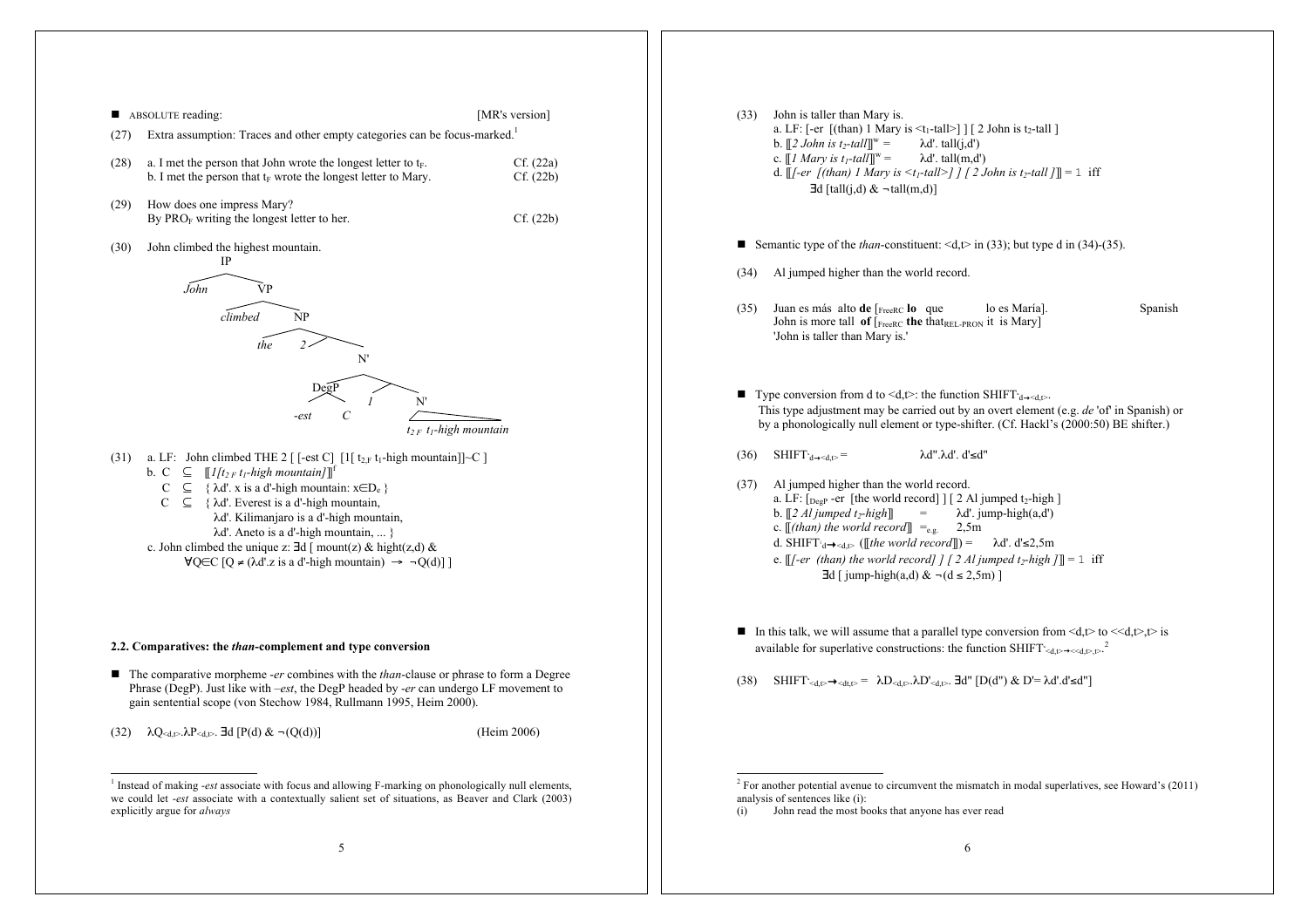■ ABSOLUTE reading: [MR's version]

(27) Extra assumption: Traces and other empty categories can be focus-marked.[1]

(28) a. I met the person that John wrote the longest letter to $t_F$. Cf. (22a)
b. I met the person that $t_F$ wrote the longest letter to Mary. Cf. (22b)

(29) How does one impress Mary?
By $PRO_F$ writing the longest letter to her. Cf. (22b)

(30) John climbed the highest mountain.

```
IP
├── John
└── VP
    ├── climbed
    └── NP
        ├── the
        └── 
            ├── 2
            └── N'
                ├── DegP
                │   ├── -est
                │   └── C
                └── 
                    ├── 1
                    └── N'
                        └── t2 F t1-high mountain
```

(31) a. LF: John climbed THE 2 [ [-est C] [1[ $t_{2,F}$ $t_1$-high mountain]]~C ]
b. C ⊆ ⟦1[$t_{2\,F}$ $t_1$-high mountain]⟧$^f$
C ⊆ { λd'. x is a d'-high mountain: x∈$D_e$ }
C ⊆ { λd'. Everest is a d'-high mountain,
λd'. Kilimanjaro is a d'-high mountain,
λd'. Aneto is a d'-high mountain, ... }
c. John climbed the unique z: ∃d [ mount(z) & hight(z,d) &
∀Q∈C [Q ≠ (λd'.z is a d'-high mountain) → ¬Q(d)] ]

### 2.2. Comparatives: the *than*-complement and type conversion

■ The comparative morpheme *-er* combines with the *than*-clause or phrase to form a Degree Phrase (DegP). Just like with *–est*, the DegP headed by *-er* can undergo LF movement to gain sentential scope (von Stechow 1984, Rullmann 1995, Heim 2000).

(32) $\lambda Q_{<d,t>}.\lambda P_{<d,t>}.\ \exists d\,[P(d)\ \&\ \neg(Q(d))]$ (Heim 2006)

(33) John is taller than Mary is.
a. LF: [-er [(than) 1 Mary is <$t_1$-tall>] ] [ 2 John is $t_2$-tall ]
b. ⟦*2 John is $t_2$-tall*⟧$^w$ = λd'. tall(j,d')
c. ⟦*1 Mary is $t_1$-tall*⟧$^w$ = λd'. tall(m,d')
d. ⟦*[-er [(than) 1 Mary is <$t_1$-tall>] ] [ 2 John is $t_2$-tall ]*⟧ = 1 iff
∃d [tall(j,d) & ¬tall(m,d)]

■ Semantic type of the *than*-constituent: <d,t> in (33); but type d in (34)-(35).

(34) Al jumped higher than the world record.

(35) Juan es más alto **de** [$_{FreeRC}$ **lo** que lo es María]. Spanish
John is more tall **of** [$_{FreeRC}$ **the** that$_{REL\text{-}PRON}$ it is Mary]
'John is taller than Mary is.'

■ Type conversion from d to <d,t>: the function $SHIFT_{d\rightarrow<d,t>}$.
This type adjustment may be carried out by an overt element (e.g. *de* 'of' in Spanish) or by a phonologically null element or type-shifter. (Cf. Hackl's (2000:50) BE shifter.)

(36) $SHIFT_{d\rightarrow<d,t>}$ = λd''.λd'. d'≤d''

(37) Al jumped higher than the world record.
a. LF: [$_{DegP}$ -er [the world record] ] [ 2 Al jumped $t_2$-high ]
b. ⟦*2 Al jumped $t_2$-high*⟧ = λd'. jump-high(a,d')
c. ⟦*(than) the world record*⟧ $=_{e.g.}$ 2,5m
d. $SHIFT_{d\rightarrow<d,t>}$ (⟦*the world record*⟧) = λd'. d'≤2,5m
e. ⟦*[-er (than) the world record] ] [ 2 Al jumped $t_2$-high ]*⟧ = 1 iff
∃d [ jump-high(a,d) & ¬(d ≤ 2,5m) ]

■ In this talk, we will assume that a parallel type conversion from <d,t> to <<d,t>,t> is available for superlative constructions: the function $SHIFT_{<d,t>\rightarrow<<d,t>,t>}$.[2]

(38) $SHIFT_{<d,t>\rightarrow<dt,t>} = \lambda D_{<d,t>}.\lambda D'_{<d,t>}.\ \exists d''\,[D(d'')\ \&\ D' = \lambda d'.d' \leq d'']$

---

[1] Instead of making *-est* associate with focus and allowing F-marking on phonologically null elements, we could let *-est* associate with a contextually salient set of situations, as Beaver and Clark (2003) explicitly argue for *always*

[2] For another potential avenue to circumvent the mismatch in modal superlatives, see Howard's (2011) analysis of sentences like (i):
(i) John read the most books that anyone has ever read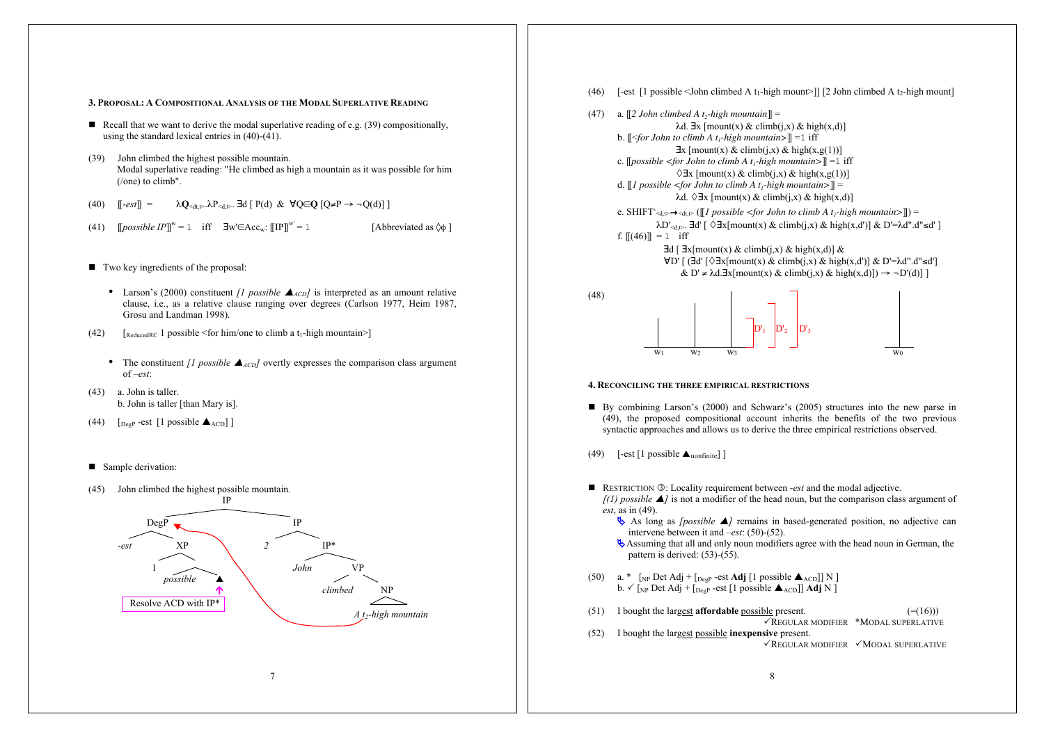### 3. Proposal: A Compositional Analysis of the Modal Superlative Reading

- Recall that we want to derive the modal superlative reading of e.g. (39) compositionally, using the standard lexical entries in (40)-(41).

(39) John climbed the highest possible mountain.
Modal superlative reading: "He climbed as high a mountain as it was possible for him (/one) to climb".

(40) $[\![\textit{-est}]\!] = \lambda \mathbf{Q}_{<dt,t>}.\lambda P_{<d,t>}.\ \exists d\ [\ P(d)\ \&\ \forall Q\in\mathbf{Q}\ [Q\neq P \rightarrow \neg Q(d)]\ ]$

(41) $[\![\textit{possible IP}]\!]^{w} = 1$ iff $\exists w'\in Acc_w$: $[\![IP]\!]^{w'} = 1$ [Abbreviated as $\Diamond\phi$ ]

- Two key ingredients of the proposal:
  - Larson's (2000) constituent *[1 possible ▲ACD]* is interpreted as an amount relative clause, i.e., as a relative clause ranging over degrees (Carlson 1977, Heim 1987, Grosu and Landman 1998).

(42) $[_{\text{ReducedRC}}$ 1 possible <for him/one to climb a $t_1$-high mountain>]

  - The constituent *[1 possible ▲ACD]* overtly expresses the comparison class argument of *–est*:

(43) a. John is taller.
b. John is taller [than Mary is].

(44) $[_{\text{DegP}}$ -est [1 possible $▲_{\text{ACD}}$] ]

- Sample derivation:

(45) John climbed the highest possible mountain.

```
                    IP
          ___________|___________
        DegP                    IP
       /    \                 /    \
    -est    XP               2     IP*
           /  \                   /   \
          1   possible ▲        John   VP
                       ↑              /   \
          [Resolve ACD with IP*]  climbed  NP
                                           |
                                  A t2-high mountain
```

(46) [-est [1 possible <John climbed A $t_1$-high mount>]] [2 John climbed A $t_2$-high mount]

(47) a. $[\![\textit{2 John climbed A } t_2\textit{-high mountain}]\!] = \lambda d.\ \exists x\ [mount(x)\ \&\ climb(j,x)\ \&\ high(x,d)]$

b. $[\![\textit{<for John to climb A } t_1\textit{-high mountain>}]\!] = 1$ iff $\exists x\ [mount(x)\ \&\ climb(j,x)\ \&\ high(x,g(1))]$

c. $[\![\textit{possible <for John to climb A } t_1\textit{-high mountain>}]\!] = 1$ iff $\Diamond\exists x\ [mount(x)\ \&\ climb(j,x)\ \&\ high(x,g(1))]$

d. $[\![\textit{1 possible <for John to climb A } t_1\textit{-high mountain>}]\!] = \lambda d.\ \Diamond\exists x\ [mount(x)\ \&\ climb(j,x)\ \&\ high(x,d)]$

e. $\text{SHIFT}_{<d,t>\rightarrow<dt,t>}$ ($[\![\textit{1 possible <for John to climb A } t_1\textit{-high mountain>}]\!]$) = $\lambda D'_{<d,t>}.\ \exists d'\ [\ \Diamond\exists x[mount(x)\ \&\ climb(j,x)\ \&\ high(x,d')]\ \&\ D'=\lambda d''.d''\leq d'\ ]$

f. $[\![(46)]\!] = 1$ iff
$\exists d\ [\ \exists x[mount(x)\ \&\ climb(j,x)\ \&\ high(x,d)]\ \&$
$\forall D'\ [\ (\exists d'\ [\Diamond\exists x[mount(x)\ \&\ climb(j,x)\ \&\ high(x,d')]\ \&\ D'=\lambda d''.d''\leq d']$
$\&\ D' \neq \lambda d.\exists x[mount(x)\ \&\ climb(j,x)\ \&\ high(x,d)]) \rightarrow \neg D'(d)]\ ]$

(48) [Diagram: worlds $w_1$, $w_2$, $w_3$ with increasing heights, degree sets $D'_1$, $D'_2$, $D'_3$, and actual world $w_0$]

### 4. Reconciling the Three Empirical Restrictions

- By combining Larson's (2000) and Schwarz's (2005) structures into the new parse in (49), the proposed compositional account inherits the benefits of the two previous syntactic approaches and allows us to derive the three empirical restrictions observed.

(49) [-est [1 possible $▲_{\text{nonfinite}}$] ]

- Restriction ③: Locality requirement between *-est* and the modal adjective.
*[(1) possible ▲]* is not a modifier of the head noun, but the comparison class argument of *est*, as in (49).
  - As long as *[possible ▲]* remains in based-generated position, no adjective can intervene between it and *–est*: (50)-(52).
  - Assuming that all and only noun modifiers agree with the head noun in German, the pattern is derived: (53)-(55).

(50) a. * $[_{\text{NP}}$ Det Adj + $[_{\text{DegP}}$ -est **Adj** [1 possible $▲_{\text{ACD}}$]] N ]
b. ✓ $[_{\text{NP}}$ Det Adj + $[_{\text{DegP}}$ -est [1 possible $▲_{\text{ACD}}$]] **Adj** N ]

(51) I bought the larg<u>est</u> **affordable** <u>possible</u> present. (=(16))
✓Regular modifier \*Modal superlative

(52) I bought the larg<u>est</u> <u>possible</u> **inexpensive** present.
✓Regular modifier ✓Modal superlative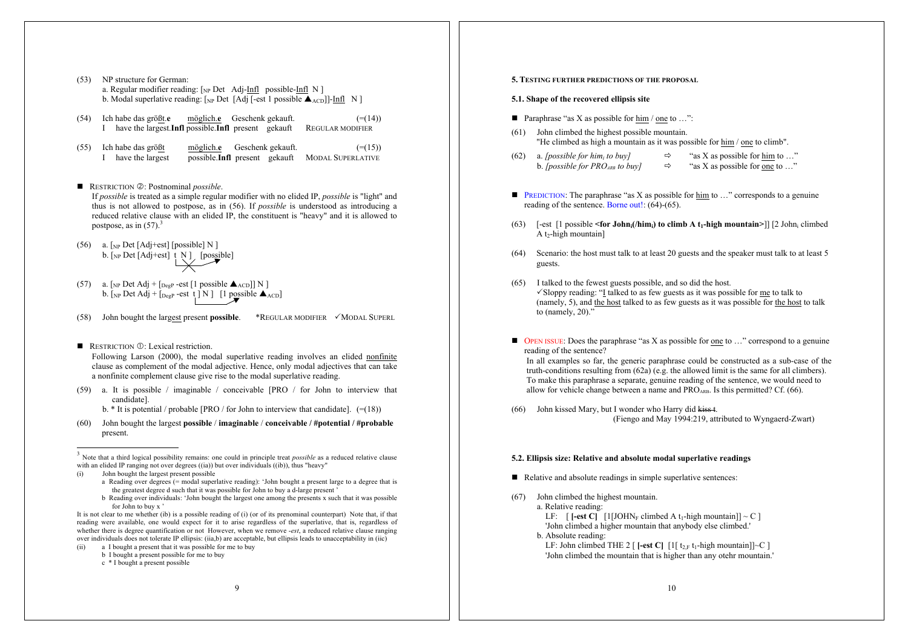(53) NP structure for German:

a. Regular modifier reading: [$_{NP}$ Det Adj-<u>Infl</u> possible-<u>Infl</u> N ]

b. Modal superlative reading: [$_{NP}$ Det [Adj [-est 1 possible ▲$_{ACD}$]]-<u>Infl</u> N ]

(54) Ich habe das größt.**e** <u>möglich</u>.**e** Geschenk gekauft. (=(14))
I have the largest.**Infl** possible.**Infl** present gekauft REGULAR MODIFIER

(55) Ich habe das größt <u>möglich</u>.**e** Geschenk gekauft. (=(15))
I have the largest possible.**Infl** present gekauft MODAL SUPERLATIVE

■ RESTRICTION ②: Postnominal *possible*.

If *possible* is treated as a simple regular modifier with no elided IP, *possible* is "light" and thus is not allowed to postpose, as in (56). If *possible* is understood as introducing a reduced relative clause with an elided IP, the constituent is "heavy" and it is allowed to postpose, as in (57).[3]

(56) a. [$_{NP}$ Det [Adj+est] [possible] N ]

b. [$_{NP}$ Det [Adj+est] t N ] [possible]

(57) a. [$_{NP}$ Det Adj + [$_{DegP}$ -est [1 possible ▲$_{ACD}$]] N ]

b. [$_{NP}$ Det Adj + [$_{DegP}$ -est t ] N ] [1 possible ▲$_{ACD}$]

(58) John bought the larg<u>est</u> present **possible**. *REGULAR MODIFIER ✓MODAL SUPERL

■ RESTRICTION ①: Lexical restriction.

Following Larson (2000), the modal superlative reading involves an elided <u>nonfinite</u> clause as complement of the modal adjective. Hence, only modal adjectives that can take a nonfinite complement clause give rise to the modal superlative reading.

(59) a. It is possible / imaginable / conceivable [PRO / for John to interview that candidate].

b. * It is potential / probable [PRO / for John to interview that candidate]. (=(18))

(60) John bought the largest **possible** / **imaginable** / **conceivable / #potential / #probable** present.

[3] Note that a third logical possibility remains: one could in principle treat *possible* as a reduced relative clause with an elided IP ranging not over degrees ((ia)) but over individuals ((ib)), thus "heavy"

(i) John bought the largest present possible

a Reading over degrees (= modal superlative reading): 'John bought a present large to a degree that is the greatest degree d such that it was possible for John to buy a d-large present '

b Reading over individuals: 'John bought the largest one among the presents x such that it was possible for John to buy x '

It is not clear to me whether (ib) is a possible reading of (i) (or of its prenominal counterpart) Note that, if that reading were available, one would expect for it to arise regardless of the superlative, that is, regardless of whether there is degree quantification or not However, when we remove *-est*, a reduced relative clause ranging over individuals does not tolerate IP ellipsis: (iia,b) are acceptable, but ellipsis leads to unacceptability in (iic)

(ii) a I bought a present that it was possible for me to buy

b I bought a present possible for me to buy

c * I bought a present possible

## 5. TESTING FURTHER PREDICTIONS OF THE PROPOSAL

### 5.1. Shape of the recovered ellipsis site

■ Paraphrase "as X as possible for <u>him</u> / <u>one</u> to …":

(61) John climbed the highest possible mountain.
"He climbed as high a mountain as it was possible for <u>him</u> / <u>one</u> to climb".

(62) a. *[possible for him$_i$ to buy]* ⇨ "as X as possible for <u>him</u> to …"

b. *[possible for PRO$_{ARB}$ to buy]* ⇨ "as X as possible for <u>one</u> to …"

■ PREDICTION: The paraphrase "as X as possible for <u>him</u> to …" corresponds to a genuine reading of the sentence. Borne out!: (64)-(65).

(63) [-est [1 possible **<for John$_i$(/him$_i$) to climb A t$_1$-high mountain>**]] [2 John$_i$ climbed A t$_2$-high mountain]

(64) Scenario: the host must talk to at least 20 guests and the speaker must talk to at least 5 guests.

(65) I talked to the fewest guests possible, and so did the host.
✓Sloppy reading: "<u>I</u> talked to as few guests as it was possible for <u>me</u> to talk to (namely, 5), and <u>the host</u> talked to as few guests as it was possible for <u>the host</u> to talk to (namely, 20)."

■ OPEN ISSUE: Does the paraphrase "as X as possible for <u>one</u> to …" correspond to a genuine reading of the sentence?

In all examples so far, the generic paraphrase could be constructed as a sub-case of the truth-conditions resulting from (62a) (e.g. the allowed limit is the same for all climbers). To make this paraphrase a separate, genuine reading of the sentence, we would need to allow for vehicle change between a name and PRO$_{ARB}$. Is this permitted? Cf. (66).

(66) John kissed Mary, but I wonder who Harry did ~~kiss t~~.
(Fiengo and May 1994:219, attributed to Wyngaerd-Zwart)

### 5.2. Ellipsis size: Relative and absolute modal superlative readings

■ Relative and absolute readings in simple superlative sentences:

(67) John climbed the highest mountain.

a. Relative reading:
LF: [ **[-est C]** [1[JOHN$_F$ climbed A t$_1$-high mountain]] ~ C ]
'John climbed a higher mountain than anybody else climbed.'

b. Absolute reading:
LF: John climbed THE 2 [ **[-est C]** [1[ t$_{2,F}$ t$_1$-high mountain]]~C ]
'John climbed the mountain that is higher than any otehr mountain.'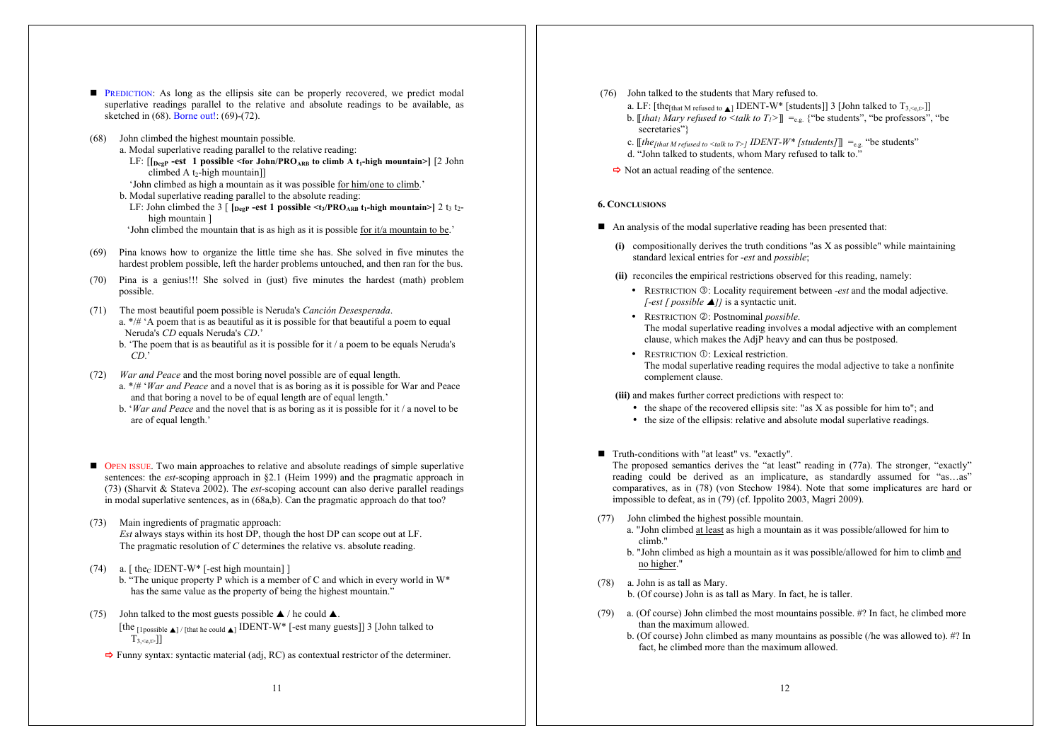- PREDICTION: As long as the ellipsis site can be properly recovered, we predict modal superlative readings parallel to the relative and absolute readings to be available, as sketched in (68). Borne out!: (69)-(72).

(68) John climbed the highest mountain possible.

a. Modal superlative reading parallel to the relative reading:

LF: [**[$_{DegP}$ -est 1 possible <for John/PRO$_{ARB}$ to climb A t$_1$-high mountain>]** [2 John climbed A t$_2$-high mountain]]

'John climbed as high a mountain as it was possible for him/one to climb.'

b. Modal superlative reading parallel to the absolute reading:

LF: John climbed the 3 [ **[$_{DegP}$ -est 1 possible <t$_3$/PRO$_{ARB}$ t$_1$-high mountain>]** 2 t$_3$ t$_2$-high mountain ]

'John climbed the mountain that is as high as it is possible for it/a mountain to be.'

(69) Pina knows how to organize the little time she has. She solved in five minutes the hardest problem possible, left the harder problems untouched, and then ran for the bus.

(70) Pina is a genius!!! She solved in (just) five minutes the hardest (math) problem possible.

(71) The most beautiful poem possible is Neruda's *Canción Desesperada*.

a. \*/# 'A poem that is as beautiful as it is possible for that beautiful a poem to equal Neruda's *CD* equals Neruda's *CD*.'

b. 'The poem that is as beautiful as it is possible for it / a poem to be equals Neruda's *CD*.'

(72) *War and Peace* and the most boring novel possible are of equal length.

a. \*/# '*War and Peace* and a novel that is as boring as it is possible for War and Peace and that boring a novel to be of equal length are of equal length.'

b. '*War and Peace* and the novel that is as boring as it is possible for it / a novel to be are of equal length.'

- OPEN ISSUE. Two main approaches to relative and absolute readings of simple superlative sentences: the *est*-scoping approach in §2.1 (Heim 1999) and the pragmatic approach in (73) (Sharvit & Stateva 2002). The *est*-scoping account can also derive parallel readings in modal superlative sentences, as in (68a,b). Can the pragmatic approach do that too?

(73) Main ingredients of pragmatic approach:

*Est* always stays within its host DP, though the host DP can scope out at LF.

The pragmatic resolution of *C* determines the relative vs. absolute reading.

(74) a. [ the$_C$ IDENT-W\* [-est high mountain] ]

b. "The unique property P which is a member of C and which in every world in W\* has the same value as the property of being the highest mountain."

(75) John talked to the most guests possible ▲ / he could ▲.

[the $_{[1 possible ▲] / [that he could ▲]}$ IDENT-W\* [-est many guests]] 3 [John talked to T$_{3,<e,t>}$]]

⇨ Funny syntax: syntactic material (adj, RC) as contextual restrictor of the determiner.

(76) John talked to the students that Mary refused to.

a. LF: [the$_{[that\ M\ refused\ to\ ▲]}$ IDENT-W\* [students]] 3 [John talked to T$_{3,<e,t>}$]]

b. ⟦*that$_1$ Mary refused to <talk to T$_1$>*⟧ $=_{e.g.}$ {"be students", "be professors", "be secretaries"}

c. ⟦*the$_{[that\ M\ refused\ to\ <talk\ to\ T>]}$ IDENT-W\* [students]*⟧ $=_{e.g.}$ "be students"

d. "John talked to students, whom Mary refused to talk to."

⇨ Not an actual reading of the sentence.

#### 6. Conclusions

- An analysis of the modal superlative reading has been presented that:

**(i)** compositionally derives the truth conditions "as X as possible" while maintaining standard lexical entries for *-est* and *possible*;

**(ii)** reconciles the empirical restrictions observed for this reading, namely:

- RESTRICTION ③: Locality requirement between *-est* and the modal adjective. *[-est [ possible ▲]]* is a syntactic unit.
- RESTRICTION ②: Postnominal *possible*. The modal superlative reading involves a modal adjective with an complement clause, which makes the AdjP heavy and can thus be postposed.
- RESTRICTION ①: Lexical restriction. The modal superlative reading requires the modal adjective to take a nonfinite complement clause.

**(iii)** and makes further correct predictions with respect to:

- the shape of the recovered ellipsis site: "as X as possible for him to"; and
- the size of the ellipsis: relative and absolute modal superlative readings.

- Truth-conditions with "at least" vs. "exactly".
The proposed semantics derives the "at least" reading in (77a). The stronger, "exactly" reading could be derived as an implicature, as standardly assumed for "as…as" comparatives, as in (78) (von Stechow 1984). Note that some implicatures are hard or impossible to defeat, as in (79) (cf. Ippolito 2003, Magri 2009).

(77) John climbed the highest possible mountain.

a. "John climbed at least as high a mountain as it was possible/allowed for him to climb."

b. "John climbed as high a mountain as it was possible/allowed for him to climb and no higher."

(78) a. John is as tall as Mary.

b. (Of course) John is as tall as Mary. In fact, he is taller.

(79) a. (Of course) John climbed the most mountains possible. #? In fact, he climbed more than the maximum allowed.

b. (Of course) John climbed as many mountains as possible (/he was allowed to). #? In fact, he climbed more than the maximum allowed.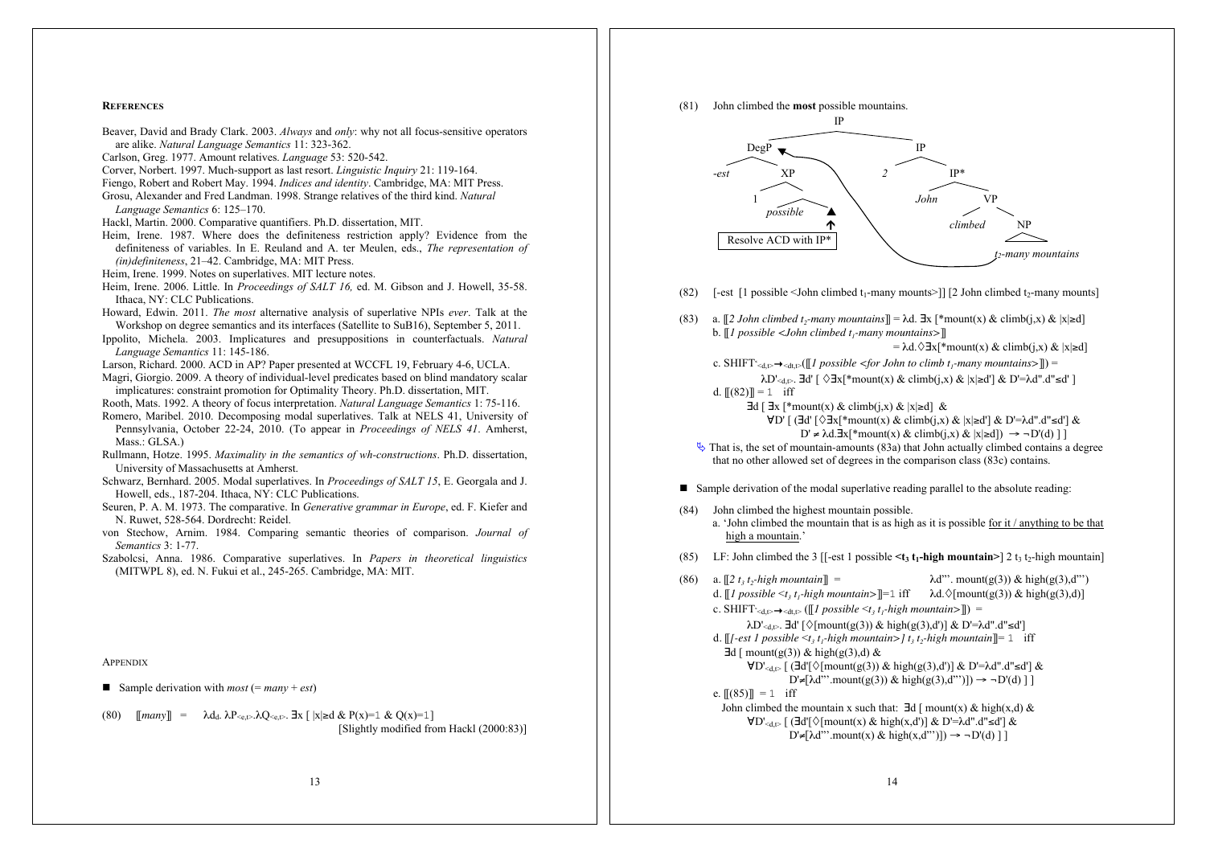**References**

Beaver, David and Brady Clark. 2003. *Always* and *only*: why not all focus-sensitive operators are alike. *Natural Language Semantics* 11: 323-362.

Carlson, Greg. 1977. Amount relatives. *Language* 53: 520-542.

Corver, Norbert. 1997. Much-support as last resort. *Linguistic Inquiry* 21: 119-164.

Fiengo, Robert and Robert May. 1994. *Indices and identity*. Cambridge, MA: MIT Press.

Grosu, Alexander and Fred Landman. 1998. Strange relatives of the third kind. *Natural Language Semantics* 6: 125–170.

Hackl, Martin. 2000. Comparative quantifiers. Ph.D. dissertation, MIT.

Heim, Irene. 1987. Where does the definiteness restriction apply? Evidence from the definiteness of variables. In E. Reuland and A. ter Meulen, eds., *The representation of (in)definiteness*, 21–42. Cambridge, MA: MIT Press.

Heim, Irene. 1999. Notes on superlatives. MIT lecture notes.

Heim, Irene. 2006. Little. In *Proceedings of SALT 16,* ed. M. Gibson and J. Howell, 35-58. Ithaca, NY: CLC Publications.

Howard, Edwin. 2011. *The most* alternative analysis of superlative NPIs *ever*. Talk at the Workshop on degree semantics and its interfaces (Satellite to SuB16), September 5, 2011.

Ippolito, Michela. 2003. Implicatures and presuppositions in counterfactuals. *Natural Language Semantics* 11: 145-186.

Larson, Richard. 2000. ACD in AP? Paper presented at WCCFL 19, February 4-6, UCLA.

Magri, Giorgio. 2009. A theory of individual-level predicates based on blind mandatory scalar implicatures: constraint promotion for Optimality Theory. Ph.D. dissertation, MIT.

Rooth, Mats. 1992. A theory of focus interpretation. *Natural Language Semantics* 1: 75-116.

Romero, Maribel. 2010. Decomposing modal superlatives. Talk at NELS 41, University of Pennsylvania, October 22-24, 2010. (To appear in *Proceedings of NELS 41*. Amherst, Mass.: GLSA.)

Rullmann, Hotze. 1995. *Maximality in the semantics of wh-constructions*. Ph.D. dissertation, University of Massachusetts at Amherst.

Schwarz, Bernhard. 2005. Modal superlatives. In *Proceedings of SALT 15*, E. Georgala and J. Howell, eds., 187-204. Ithaca, NY: CLC Publications.

Seuren, P. A. M. 1973. The comparative. In *Generative grammar in Europe*, ed. F. Kiefer and N. Ruwet, 528-564. Dordrecht: Reidel.

von Stechow, Arnim. 1984. Comparing semantic theories of comparison. *Journal of Semantics* 3: 1-77.

Szabolcsi, Anna. 1986. Comparative superlatives. In *Papers in theoretical linguistics* (MITWPL 8), ed. N. Fukui et al., 245-265. Cambridge, MA: MIT.

**Appendix**

■ Sample derivation with *most* (= *many* + *est*)

(80) ⟦*many*⟧ = $\lambda d_d. \lambda P_{<e,t>}.\lambda Q_{<e,t>}. \exists x$ [ $|x|\geq d$ & P(x)=1 & Q(x)=1 ]
[Slightly modified from Hackl (2000:83)]

(81) John climbed the **most** possible mountains.

[IP [DegP -est [XP 1 possible ▲]] [IP 2 [IP* John [VP climbed [NP $t_2$-many mountains]]]]]

Resolve ACD with IP*

(82) [-est [1 possible <John climbed $t_1$-many mounts>]] [2 John climbed $t_2$-many mounts]

(83) a. ⟦*2 John climbed $t_2$-many mountains*⟧ = $\lambda d.\ \exists x$ [*mount(x) & climb(j,x) & $|x|\geq d$]

b. ⟦*1 possible <John climbed $t_1$-many mountains>*⟧
= $\lambda d.\Diamond\exists x$[*mount(x) & climb(j,x) & $|x|\geq d$]

c. SHIFT$_{<d,t>\to<dt,t>}$(⟦*1 possible <for John to climb $t_1$-many mountains>*⟧) =
$\lambda D'_{<d,t>}.\ \exists d'$ [ $\Diamond\exists x$[*mount(x) & climb(j,x) & $|x|\geq d'$] & D'=$\lambda d''.d''\leq d'$ ]

d. ⟦(82)⟧ = 1 iff
$\exists d$ [ $\exists x$ [*mount(x) & climb(j,x) & $|x|\geq d$] &
$\forall D'$ [ ($\exists d'$ [$\Diamond\exists x$[*mount(x) & climb(j,x) & $|x|\geq d'$] & D'=$\lambda d''.d''\leq d'$] &
D' ≠ $\lambda d.\exists x$[*mount(x) & climb(j,x) & $|x|\geq d$]) → ¬D'(d) ] ]

➪ That is, the set of mountain-amounts (83a) that John actually climbed contains a degree that no other allowed set of degrees in the comparison class (83c) contains.

■ Sample derivation of the modal superlative reading parallel to the absolute reading:

(84) John climbed the highest mountain possible.
a. 'John climbed the mountain that is as high as it is possible <u>for it / anything to be that high a mountain</u>.'

(85) LF: John climbed the 3 [[-est 1 possible **<$t_3$ $t_1$-high mountain>**] 2 $t_3$ $t_2$-high mountain]

(86) a. ⟦*2 $t_3$ $t_2$-high mountain*⟧ = $\lambda d'''$. mount(g(3)) & high(g(3),d''')

d. ⟦*1 possible <$t_3$ $t_1$-high mountain>*⟧=1 iff $\lambda d.\Diamond$[mount(g(3)) & high(g(3),d)]

c. SHIFT$_{<d,t>\to<dt,t>}$ (⟦*1 possible <$t_3$ $t_1$-high mountain>*⟧) =
$\lambda D'_{<d,t>}.\ \exists d'$ [$\Diamond$[mount(g(3)) & high(g(3),d')] & D'=$\lambda d''.d''\leq d'$]

d. ⟦*[-est 1 possible <$t_3$ $t_1$-high mountain>] $t_3$ $t_2$-high mountain*⟧= 1 iff
$\exists d$ [ mount(g(3)) & high(g(3),d) &
$\forall D'_{<d,t>}$ [ ($\exists d'$[$\Diamond$[mount(g(3)) & high(g(3),d')] & D'=$\lambda d''.d''\leq d'$] &
D'≠[$\lambda d'''$.mount(g(3)) & high(g(3),d''')]) → ¬D'(d) ] ]

e. ⟦(85)⟧ = 1 iff
John climbed the mountain x such that: $\exists d$ [ mount(x) & high(x,d) &
$\forall D'_{<d,t>}$ [ ($\exists d'$[$\Diamond$[mount(x) & high(x,d')] & D'=$\lambda d''.d''\leq d'$] &
D'≠[$\lambda d'''$.mount(x) & high(x,d''')]) → ¬D'(d) ] ]